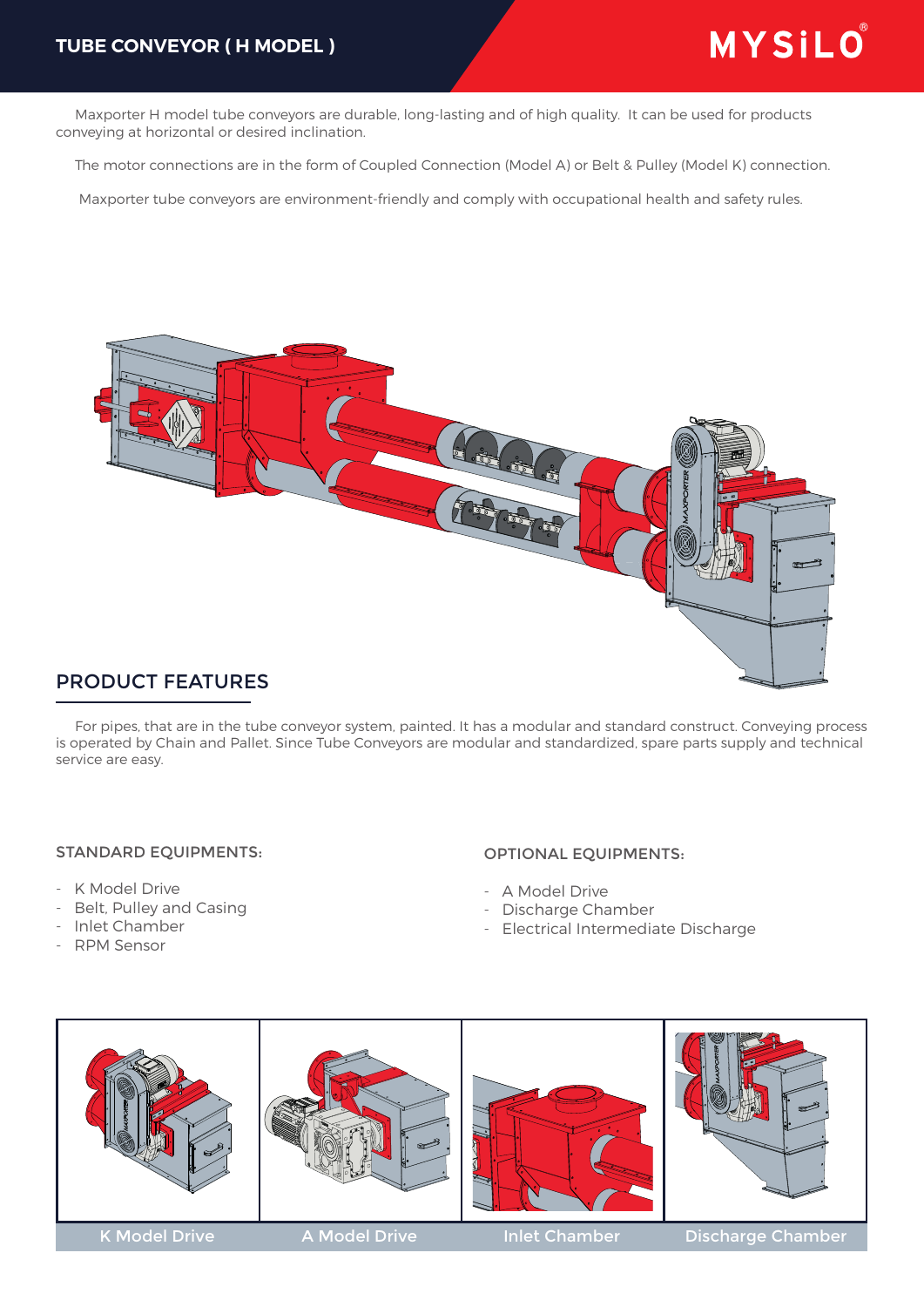# TUBE CONVEYOR ( H MODEL )

Maxporter H model tube conveyors are durable, long-lasting and of high quality. It can be used for products conveying at horizontal or desired inclination.

The motor connections are in the form of Coupled Connection (Model A) or Belt & Pulley (Model K) connection.

Maxporter tube conveyors are environment-friendly and comply with occupational health and safety rules.

## PRODUCT FEATURES

For pipes, that are in the tube conveyor system, painted. It has a modular and standard construct. Conveying process is operated by Chain and Pallet. Since Tube Conveyors are modular and standardized, spare parts supply and technical service are easy.

### STANDARD EQUIPMENTS:

- K Model Drive
- Belt, Pulley and Casing
- Inlet Chamber
- RPM Sensor

### OPTIONAL EQUIPMENTS:

- A Model Drive
- Discharge Chamber
- Electrical Intermediate Discharge

K Model Drive

A Model Drive

Inlet Chamber

Discharge Chamber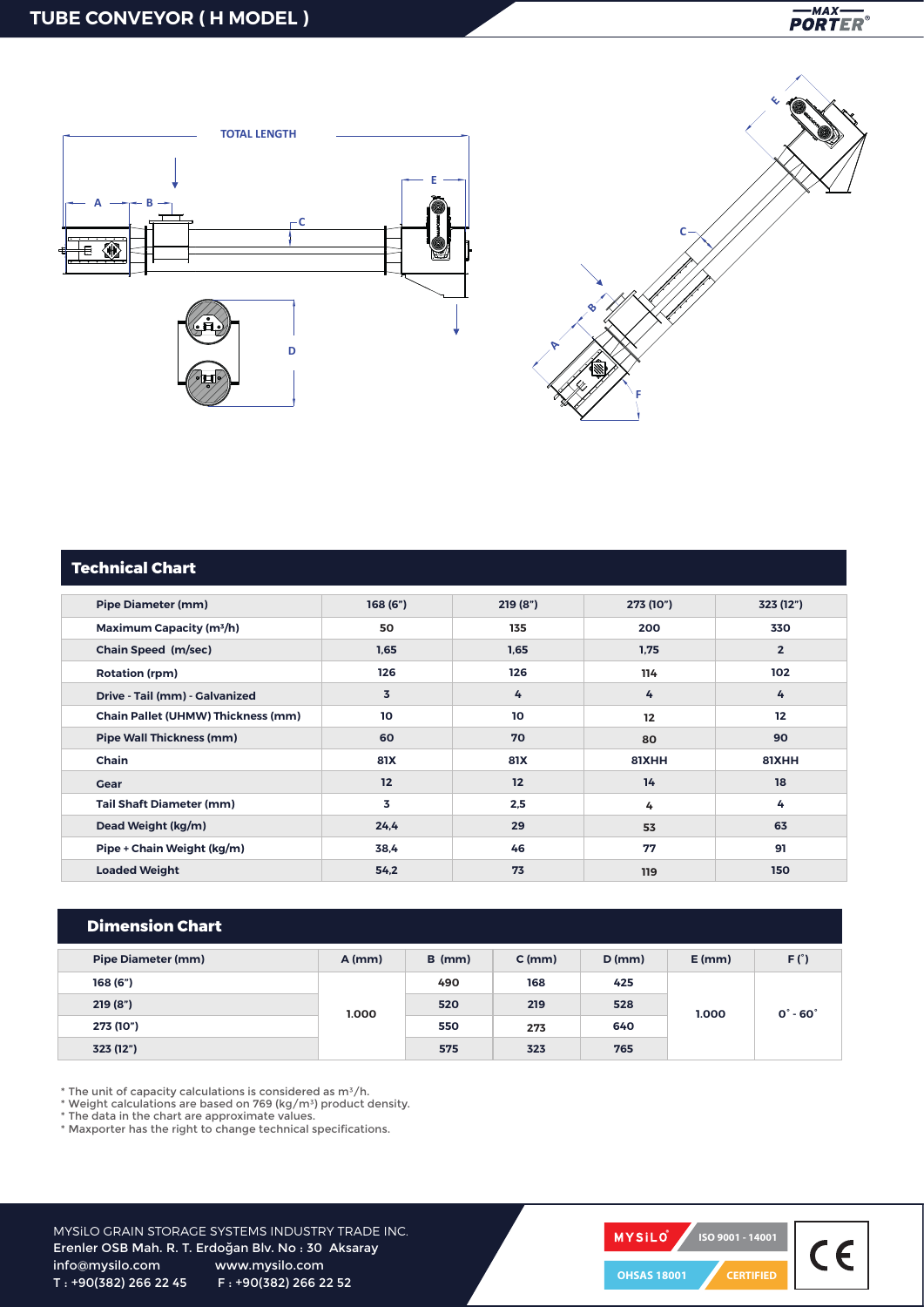# TUBE CONVEYOR ( H MODEL )

TOTAL LENGTH

A B C E D F

## Technical Chart

| Pipe Diameter (mm) | 168 (6") | 219 (8") | 273 (10") | 323 (12") |
| --- | --- | --- | --- | --- |
| Maximum Capacity ($m^3$/h) | 50 | 135 | 200 | 330 |
| Chain Speed (m/sec) | 1,65 | 1,65 | 1,75 | 2 |
| Rotation (rpm) | 126 | 126 | 114 | 102 |
| Drive - Tail (mm) - Galvanized | 3 | 4 | 4 | 4 |
| Chain Pallet (UHMW) Thickness (mm) | 10 | 10 | 12 | 12 |
| Pipe Wall Thickness (mm) | 60 | 70 | 80 | 90 |
| Chain | 81X | 81X | 81XHH | 81XHH |
| Gear | 12 | 12 | 14 | 18 |
| Tail Shaft Diameter (mm) | 3 | 2,5 | 4 | 4 |
| Dead Weight (kg/m) | 24,4 | 29 | 53 | 63 |
| Pipe + Chain Weight (kg/m) | 38,4 | 46 | 77 | 91 |
| Loaded Weight | 54,2 | 73 | 119 | 150 |

## Dimension Chart

| Pipe Diameter (mm) | A (mm) | B (mm) | C (mm) | D (mm) | E (mm) | F (˚) |
| --- | --- | --- | --- | --- | --- | --- |
| 168 (6") | 1.000 | 490 | 168 | 425 | 1.000 | 0˚ - 60˚ |
| 219 (8") | | 520 | 219 | 528 | | |
| 273 (10") | | 550 | 273 | 640 | | |
| 323 (12") | | 575 | 323 | 765 | | |

* The unit of capacity calculations is considered as $m^3$/h.
* Weight calculations are based on 769 (kg/$m^3$) product density.
* The data in the chart are approximate values.
* Maxporter has the right to change technical specifications.

MYSiLO GRAIN STORAGE SYSTEMS INDUSTRY TRADE INC.
Erenler OSB Mah. R. T. Erdoğan Blv. No : 30 Aksaray
info@mysilo.com www.mysilo.com
T : +90(382) 266 22 45 F : +90(382) 266 22 52

MYSILO ISO 9001 - 14001 OHSAS 18001 CERTIFIED CE